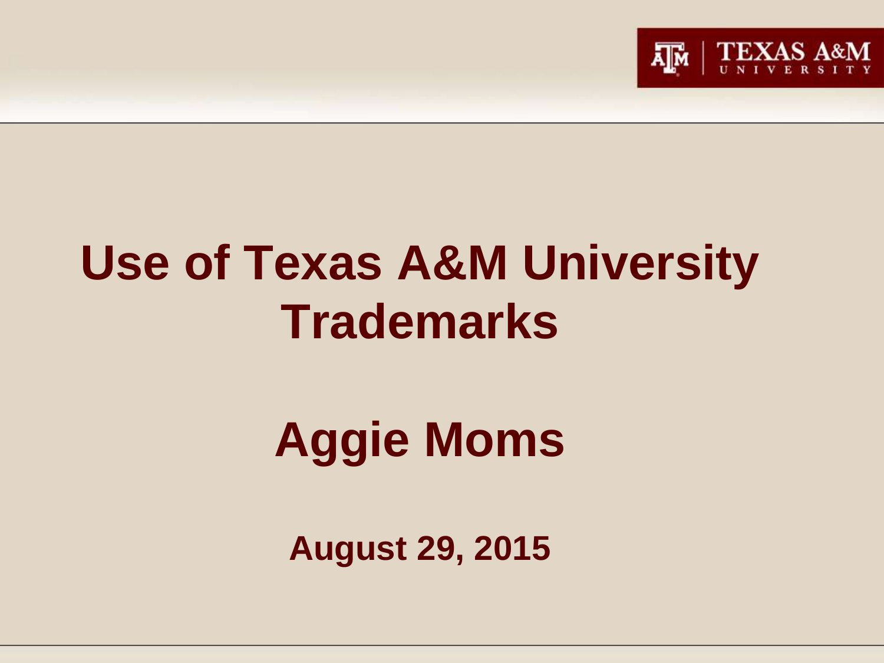# Use of Texas A&M University Trademarks

## Aggie Moms

**August 29, 2015**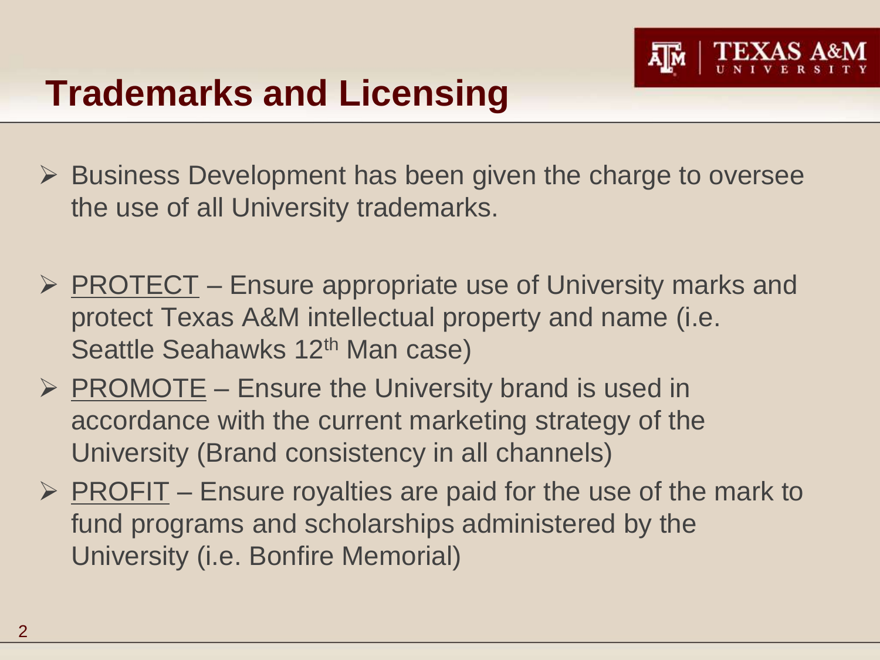# Trademarks and Licensing

- Business Development has been given the charge to oversee the use of all University trademarks.

- PROTECT – Ensure appropriate use of University marks and protect Texas A&M intellectual property and name (i.e. Seattle Seahawks 12th Man case)
- PROMOTE – Ensure the University brand is used in accordance with the current marketing strategy of the University (Brand consistency in all channels)
- PROFIT – Ensure royalties are paid for the use of the mark to fund programs and scholarships administered by the University (i.e. Bonfire Memorial)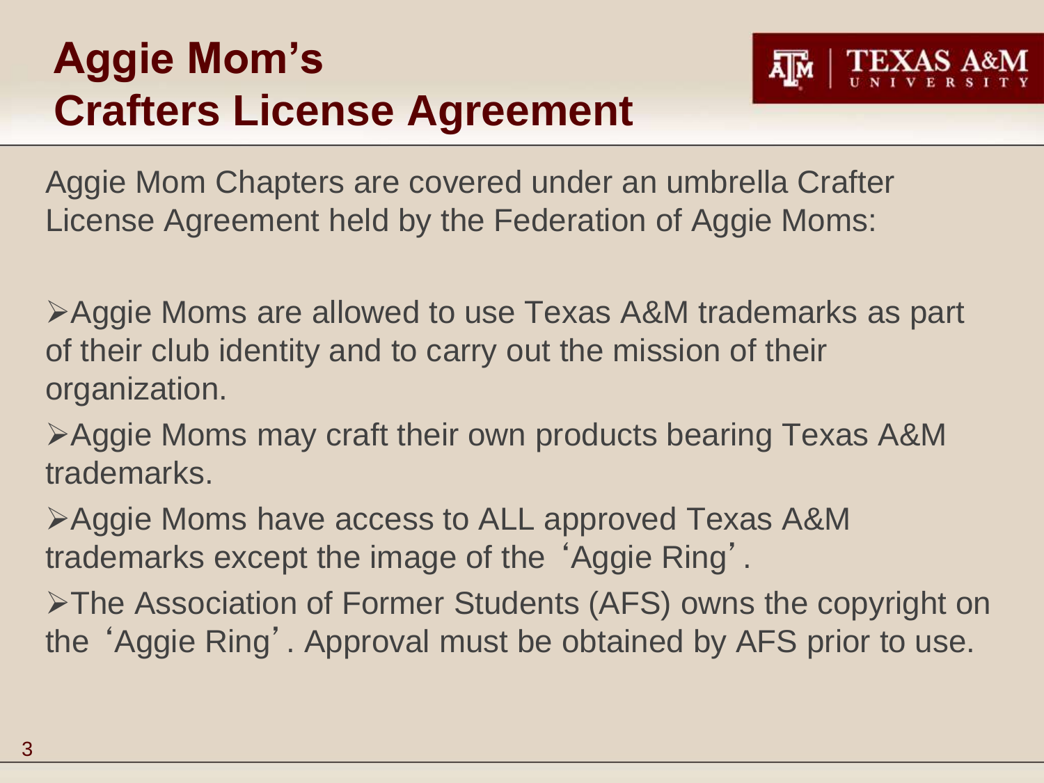# Aggie Mom's Crafters License Agreement

Aggie Mom Chapters are covered under an umbrella Crafter License Agreement held by the Federation of Aggie Moms:

- Aggie Moms are allowed to use Texas A&M trademarks as part of their club identity and to carry out the mission of their organization.
- Aggie Moms may craft their own products bearing Texas A&M trademarks.
- Aggie Moms have access to ALL approved Texas A&M trademarks except the image of the 'Aggie Ring'.
- The Association of Former Students (AFS) owns the copyright on the 'Aggie Ring'. Approval must be obtained by AFS prior to use.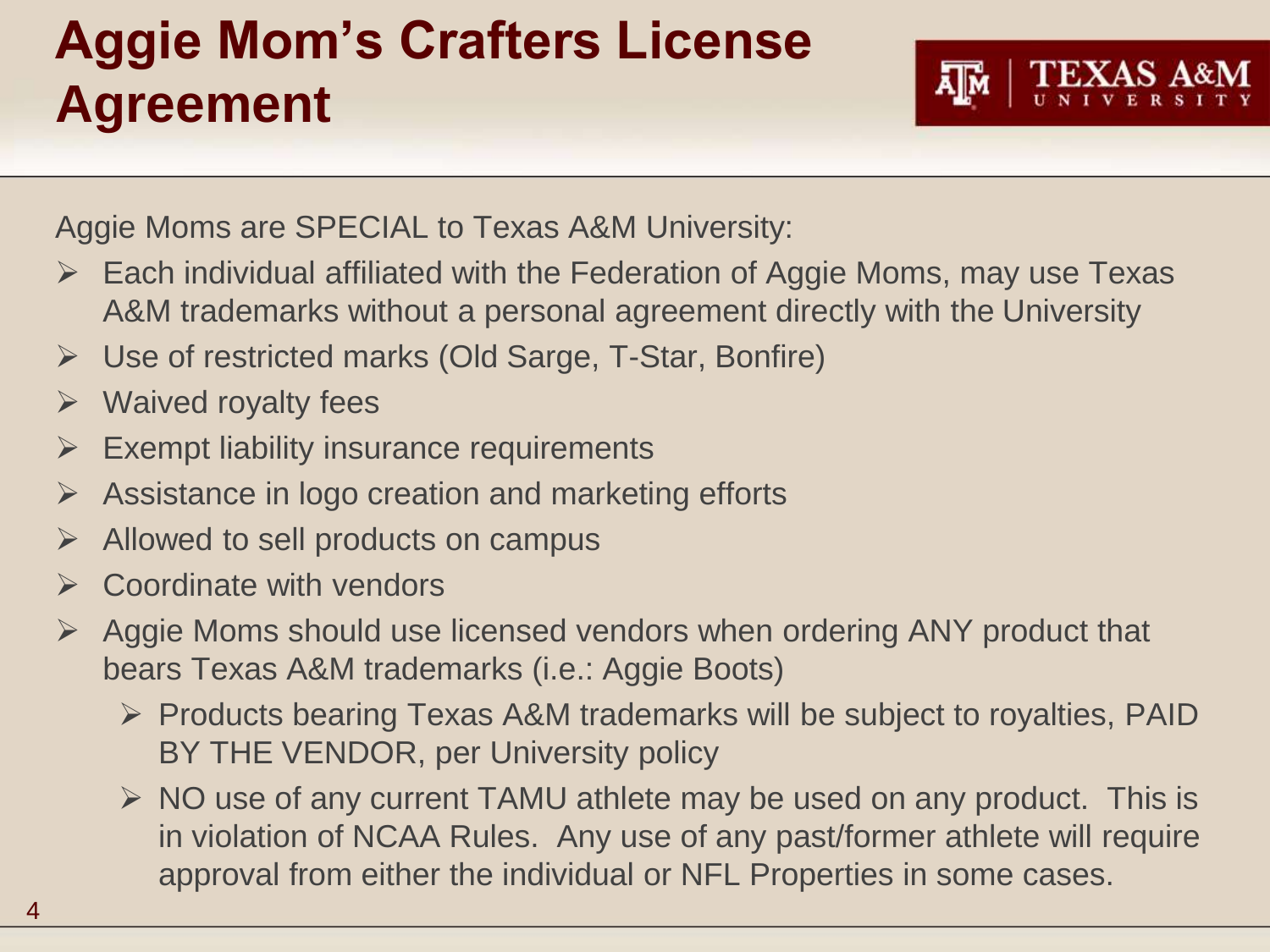# Aggie Mom's Crafters License Agreement

Aggie Moms are SPECIAL to Texas A&M University:

- Each individual affiliated with the Federation of Aggie Moms, may use Texas A&M trademarks without a personal agreement directly with the University
- Use of restricted marks (Old Sarge, T-Star, Bonfire)
- Waived royalty fees
- Exempt liability insurance requirements
- Assistance in logo creation and marketing efforts
- Allowed to sell products on campus
- Coordinate with vendors
- Aggie Moms should use licensed vendors when ordering ANY product that bears Texas A&M trademarks (i.e.: Aggie Boots)
  - Products bearing Texas A&M trademarks will be subject to royalties, PAID BY THE VENDOR, per University policy
  - NO use of any current TAMU athlete may be used on any product. This is in violation of NCAA Rules. Any use of any past/former athlete will require approval from either the individual or NFL Properties in some cases.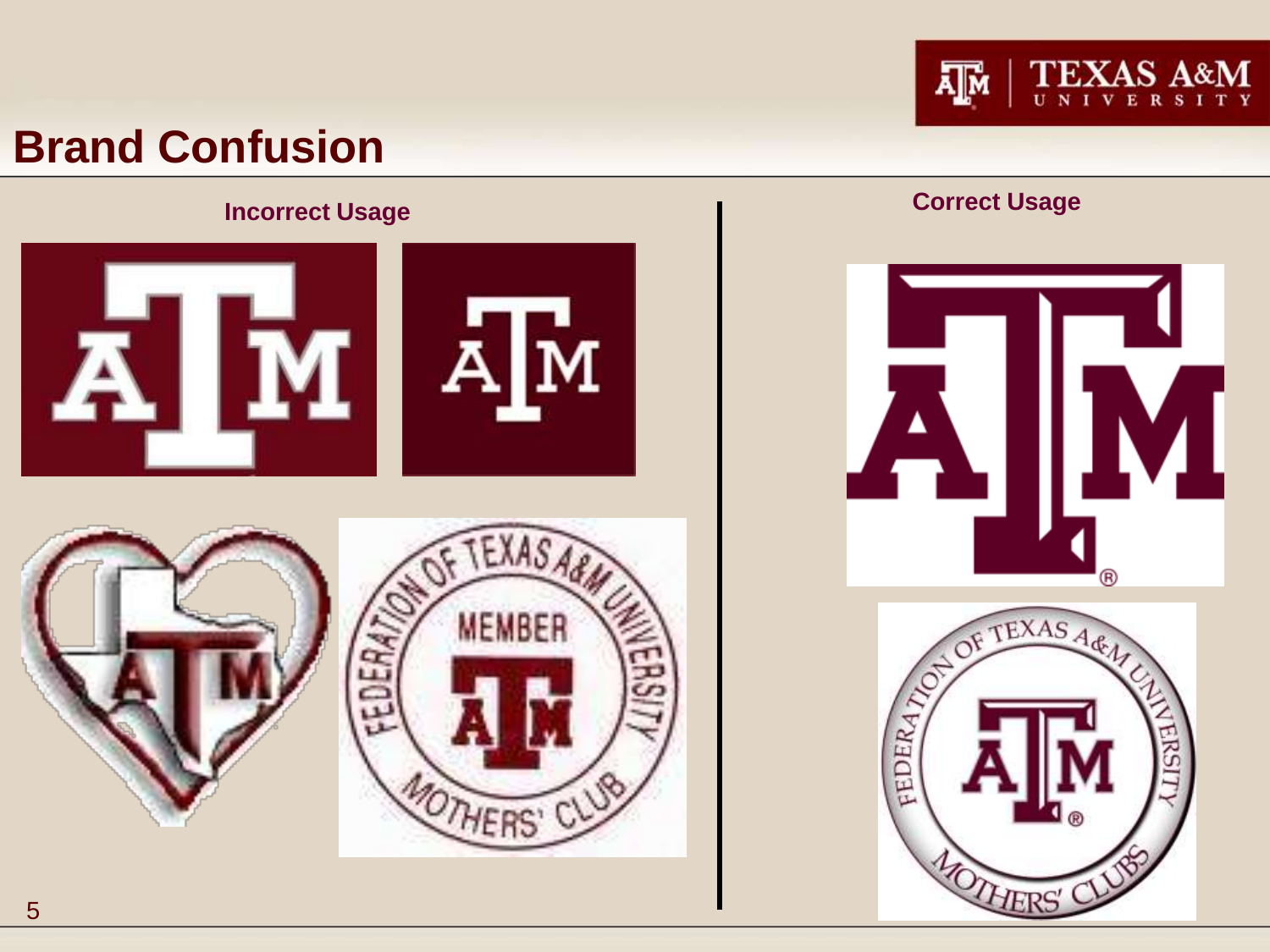# Brand Confusion

**Incorrect Usage**

**Correct Usage**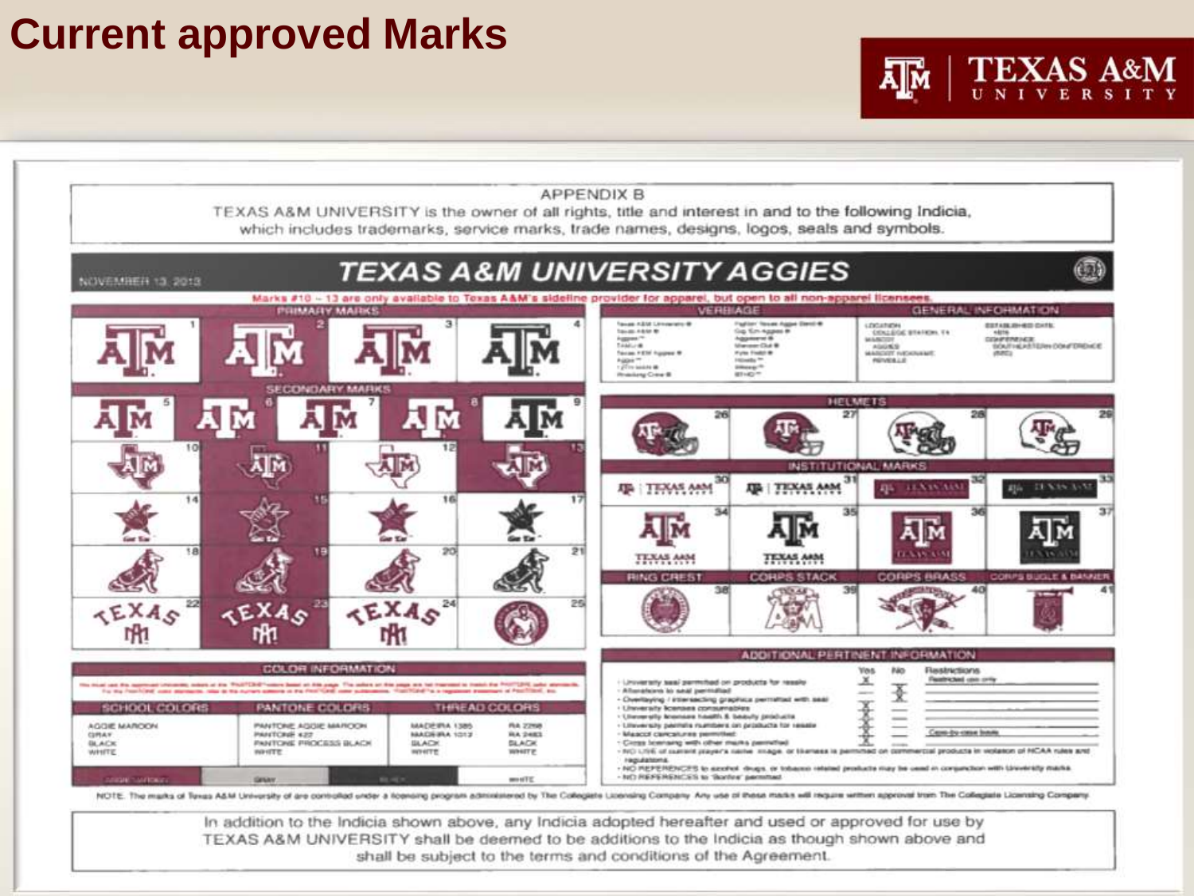# Current approved Marks

APPENDIX B

TEXAS A&M UNIVERSITY is the owner of all rights, title and interest in and to the following Indicia, which includes trademarks, service marks, trade names, designs, logos, seals and symbols.

NOVEMBER 13, 2013

## TEXAS A&M UNIVERSITY AGGIES

Marks #10 – 13 are only available to Texas A&M's sideline provider for apparel, but open to all non-apparel licensees.

PRIMARY MARKS

SECONDARY MARKS

VERBIAGE

GENERAL INFORMATION

HELMETS

INSTITUTIONAL MARKS

RING CREST | CORPS STACK | CORPS BRASS | CORPS BUGLE & BANNER

COLOR INFORMATION

| SCHOOL COLORS | PANTONE COLORS | THREAD COLORS | |
|---|---|---|---|
| AGGIE MAROON | PANTONE AGGIE MAROON | MADEIRA 1385 | RA 2298 |
| GRAY | PANTONE 422 | MADEIRA 1012 | RA 2483 |
| BLACK | PANTONE PROCESS BLACK | BLACK | BLACK |
| WHITE | WHITE | WHITE | WHITE |

ADDITIONAL PERTINENT INFORMATION

| | Yes | No | Restrictions |
|---|---|---|---|
| University seal permitted on products for resale | X | | Restricted use only |
| Alterations to seal permitted | | X | |
| Overlaying / intersecting graphics permitted with seal | | X | |
| University licenses consumables | X | | |
| University licenses health & beauty products | X | | |
| University permits numbers on products for resale | X | | |
| Mascot caricatures permitted | X | | Case-by-case basis |
| Cross licensing with other marks permitted | X | | |

- NO USE of current player's name, image, or likeness is permitted on commercial products in violation of NCAA rules and regulations.
- NO REFERENCES to alcohol, drugs, or tobacco related products may be used in conjunction with University marks.
- NO REFERENCES to 'Bonfire' permitted.

NOTE: The marks of Texas A&M University are controlled under a licensing program administered by The Collegiate Licensing Company. Any use of these marks will require written approval from The Collegiate Licensing Company.

In addition to the Indicia shown above, any Indicia adopted hereafter and used or approved for use by TEXAS A&M UNIVERSITY shall be deemed to be additions to the Indicia as though shown above and shall be subject to the terms and conditions of the Agreement.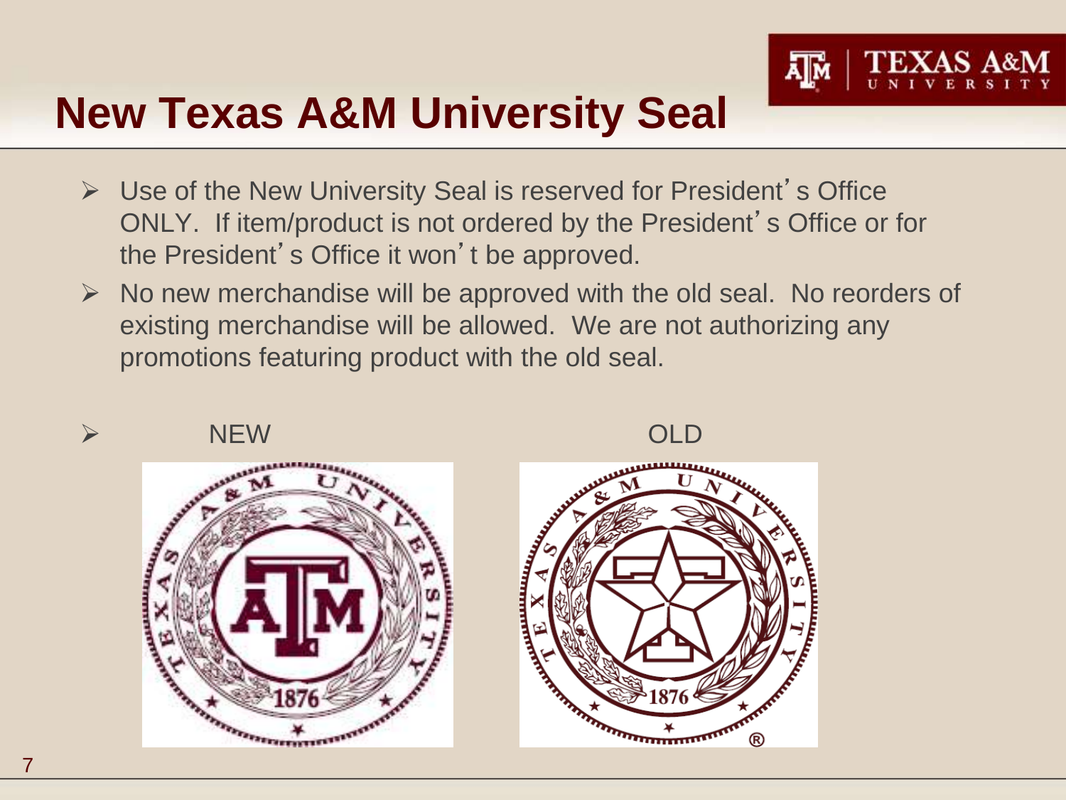# New Texas A&M University Seal

- Use of the New University Seal is reserved for President's Office ONLY. If item/product is not ordered by the President's Office or for the President's Office it won't be approved.
- No new merchandise will be approved with the old seal. No reorders of existing merchandise will be allowed. We are not authorizing any promotions featuring product with the old seal.
- NEW OLD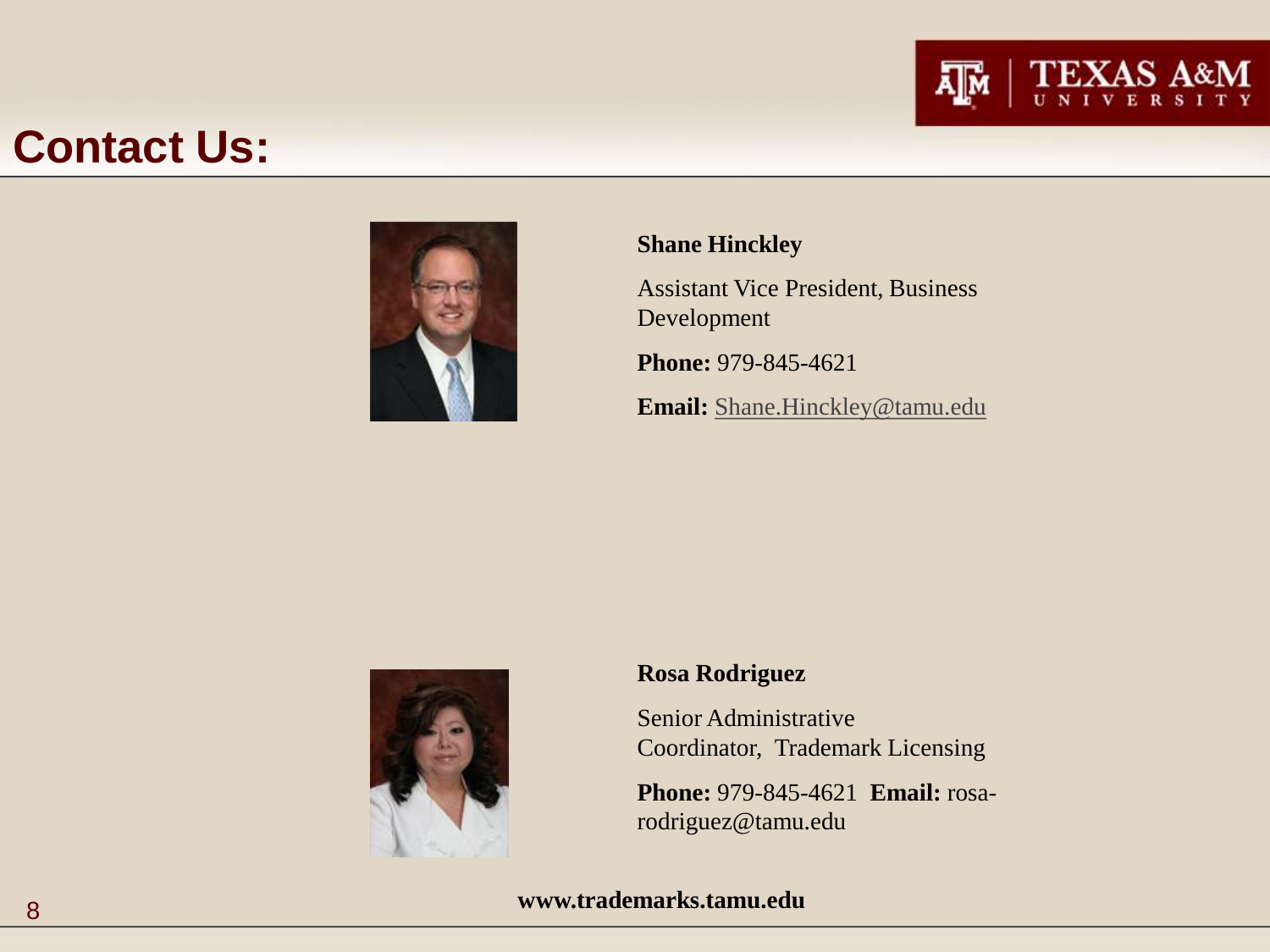# Contact Us:

**Shane Hinckley**

Assistant Vice President, Business Development

**Phone:** 979-845-4621

**Email:** Shane.Hinckley@tamu.edu

**Rosa Rodriguez**

Senior Administrative Coordinator, Trademark Licensing

**Phone:** 979-845-4621 **Email:** rosa-rodriguez@tamu.edu

**www.trademarks.tamu.edu**